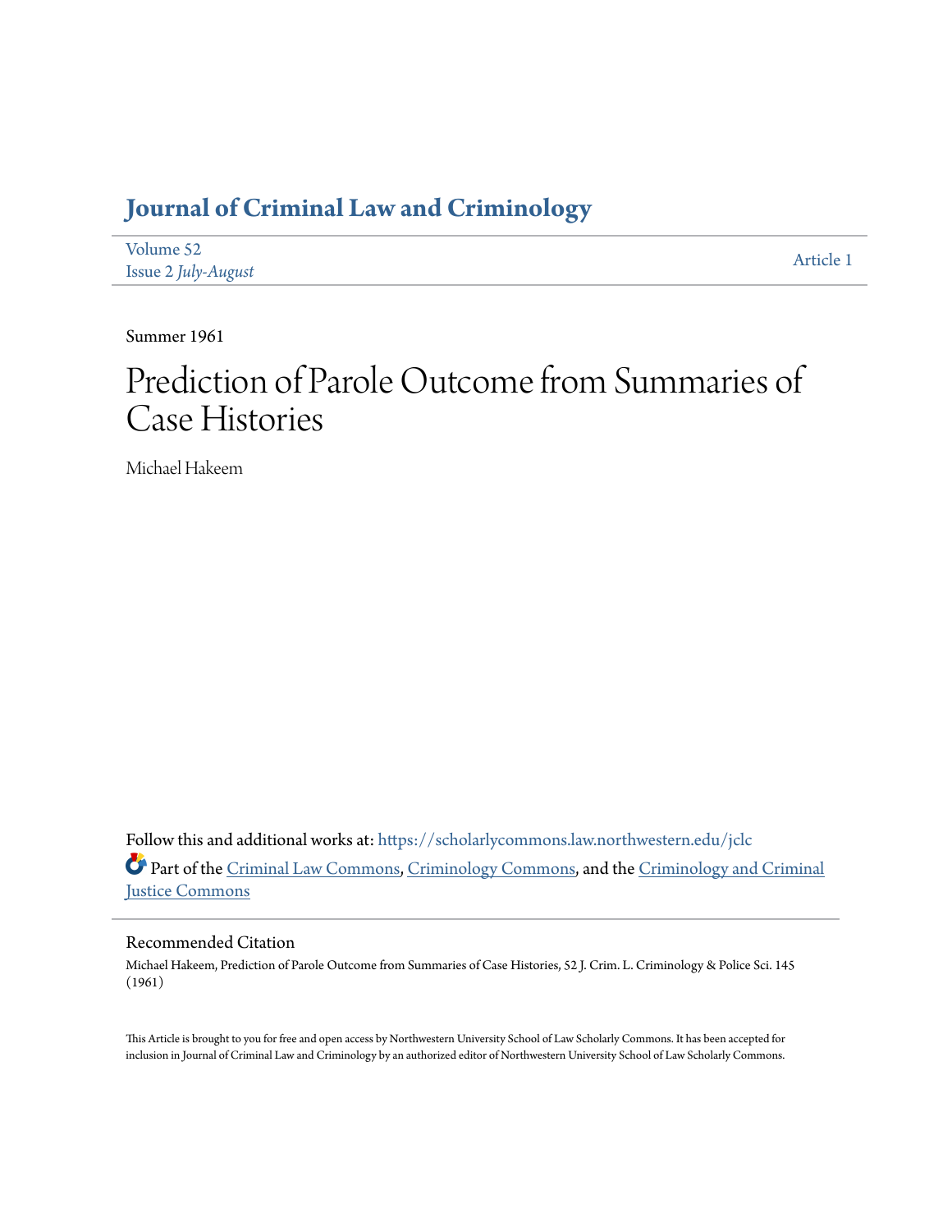# Journal of Criminal Law and Criminology

Volume 52
Issue 2 *July-August*

Article 1

Summer 1961

# Prediction of Parole Outcome from Summaries of Case Histories

Michael Hakeem

Follow this and additional works at: https://scholarlycommons.law.northwestern.edu/jclc

Part of the Criminal Law Commons, Criminology Commons, and the Criminology and Criminal Justice Commons

## Recommended Citation

Michael Hakeem, Prediction of Parole Outcome from Summaries of Case Histories, 52 J. Crim. L. Criminology & Police Sci. 145 (1961)

This Article is brought to you for free and open access by Northwestern University School of Law Scholarly Commons. It has been accepted for inclusion in Journal of Criminal Law and Criminology by an authorized editor of Northwestern University School of Law Scholarly Commons.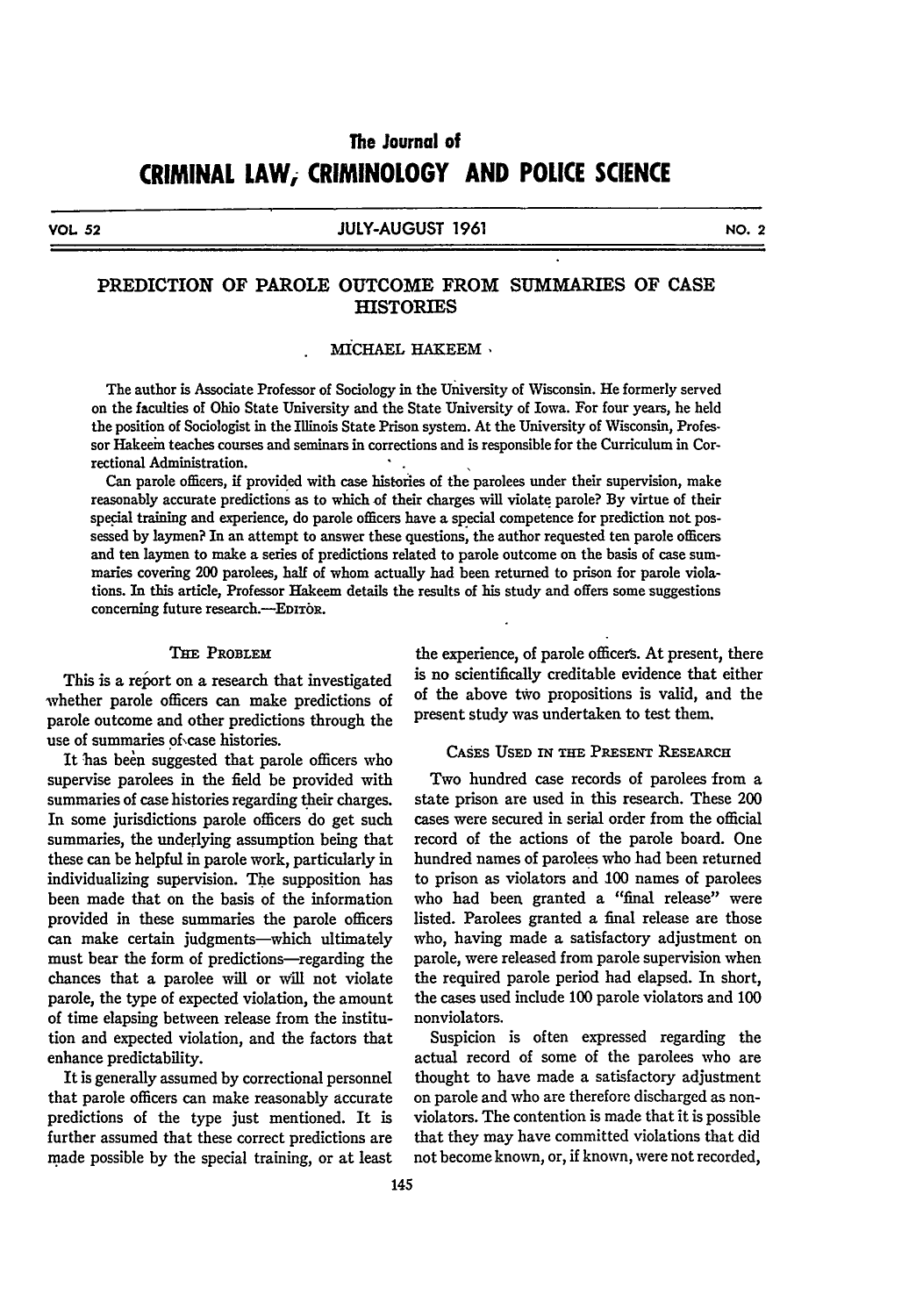# The Journal of CRIMINAL LAW, CRIMINOLOGY AND POLICE SCIENCE

# PREDICTION OF PAROLE OUTCOME FROM SUMMARIES OF CASE HISTORIES

MICHAEL HAKEEM

The author is Associate Professor of Sociology in the University of Wisconsin. He formerly served on the faculties of Ohio State University and the State University of Iowa. For four years, he held the position of Sociologist in the Illinois State Prison system. At the University of Wisconsin, Professor Hakeem teaches courses and seminars in corrections and is responsible for the Curriculum in Correctional Administration.

Can parole officers, if provided with case histories of the parolees under their supervision, make reasonably accurate predictions as to which of their charges will violate parole? By virtue of their special training and experience, do parole officers have a special competence for prediction not possessed by laymen? In an attempt to answer these questions, the author requested ten parole officers and ten laymen to make a series of predictions related to parole outcome on the basis of case summaries covering 200 parolees, half of whom actually had been returned to prison for parole violations. In this article, Professor Hakeem details the results of his study and offers some suggestions concerning future research.—EDITOR.

## THE PROBLEM

This is a report on a research that investigated whether parole officers can make predictions of parole outcome and other predictions through the use of summaries of case histories.

It has been suggested that parole officers who supervise parolees in the field be provided with summaries of case histories regarding their charges. In some jurisdictions parole officers do get such summaries, the underlying assumption being that these can be helpful in parole work, particularly in individualizing supervision. The supposition has been made that on the basis of the information provided in these summaries the parole officers can make certain judgments—which ultimately must bear the form of predictions—regarding the chances that a parolee will or will not violate parole, the type of expected violation, the amount of time elapsing between release from the institution and expected violation, and the factors that enhance predictability.

It is generally assumed by correctional personnel that parole officers can make reasonably accurate predictions of the type just mentioned. It is further assumed that these correct predictions are made possible by the special training, or at least the experience, of parole officers. At present, there is no scientifically creditable evidence that either of the above two propositions is valid, and the present study was undertaken to test them.

## CASES USED IN THE PRESENT RESEARCH

Two hundred case records of parolees from a state prison are used in this research. These 200 cases were secured in serial order from the official record of the actions of the parole board. One hundred names of parolees who had been returned to prison as violators and 100 names of parolees who had been granted a "final release" were listed. Parolees granted a final release are those who, having made a satisfactory adjustment on parole, were released from parole supervision when the required parole period had elapsed. In short, the cases used include 100 parole violators and 100 nonviolators.

Suspicion is often expressed regarding the actual record of some of the parolees who are thought to have made a satisfactory adjustment on parole and who are therefore discharged as nonviolators. The contention is made that it is possible that they may have committed violations that did not become known, or, if known, were not recorded,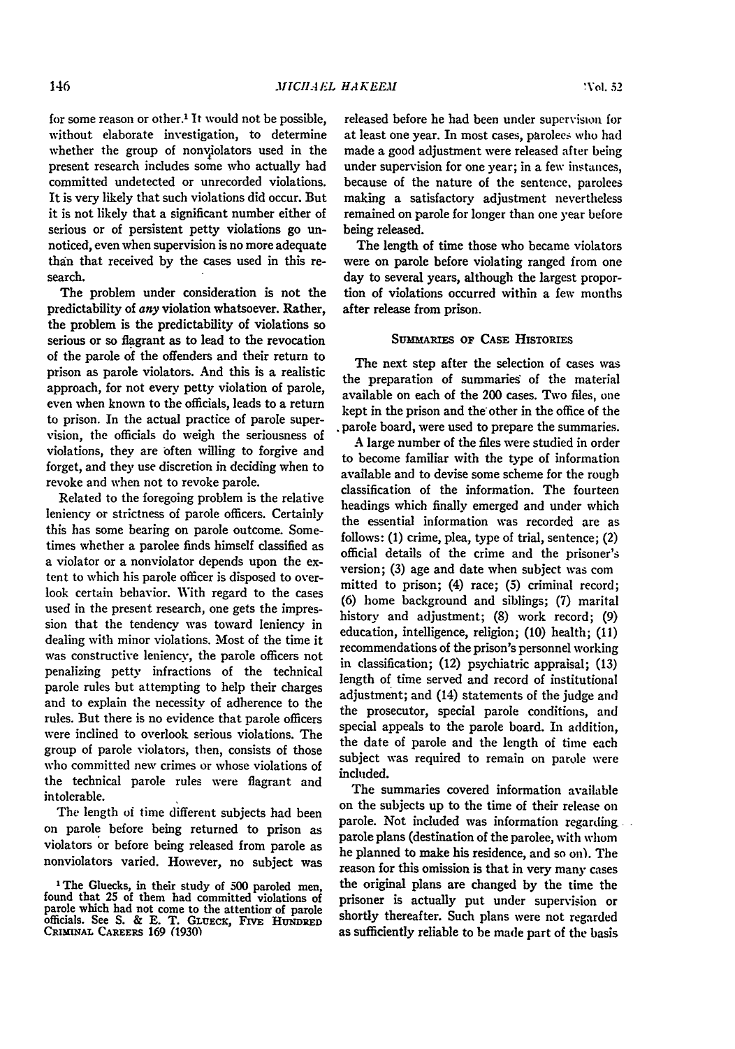for some reason or other.[1] It would not be possible, without elaborate investigation, to determine whether the group of nonviolators used in the present research includes some who actually had committed undetected or unrecorded violations. It is very likely that such violations did occur. But it is not likely that a significant number either of serious or of persistent petty violations go unnoticed, even when supervision is no more adequate than that received by the cases used in this research.

The problem under consideration is not the predictability of *any* violation whatsoever. Rather, the problem is the predictability of violations so serious or so flagrant as to lead to the revocation of the parole of the offenders and their return to prison as parole violators. And this is a realistic approach, for not every petty violation of parole, even when known to the officials, leads to a return to prison. In the actual practice of parole supervision, the officials do weigh the seriousness of violations, they are often willing to forgive and forget, and they use discretion in deciding when to revoke and when not to revoke parole.

Related to the foregoing problem is the relative leniency or strictness of parole officers. Certainly this has some bearing on parole outcome. Sometimes whether a parolee finds himself classified as a violator or a nonviolator depends upon the extent to which his parole officer is disposed to overlook certain behavior. With regard to the cases used in the present research, one gets the impression that the tendency was toward leniency in dealing with minor violations. Most of the time it was constructive leniency, the parole officers not penalizing petty infractions of the technical parole rules but attempting to help their charges and to explain the necessity of adherence to the rules. But there is no evidence that parole officers were inclined to overlook serious violations. The group of parole violators, then, consists of those who committed new crimes or whose violations of the technical parole rules were flagrant and intolerable.

The length of time different subjects had been on parole before being returned to prison as violators or before being released from parole as nonviolators varied. However, no subject was released before he had been under supervision for at least one year. In most cases, parolees who had made a good adjustment were released after being under supervision for one year; in a few instances, because of the nature of the sentence, parolees making a satisfactory adjustment nevertheless remained on parole for longer than one year before being released.

The length of time those who became violators were on parole before violating ranged from one day to several years, although the largest proportion of violations occurred within a few months after release from prison.

## Summaries of Case Histories

The next step after the selection of cases was the preparation of summaries of the material available on each of the 200 cases. Two files, one kept in the prison and the other in the office of the parole board, were used to prepare the summaries.

A large number of the files were studied in order to become familiar with the type of information available and to devise some scheme for the rough classification of the information. The fourteen headings which finally emerged and under which the essential information was recorded are as follows: (1) crime, plea, type of trial, sentence; (2) official details of the crime and the prisoner's version; (3) age and date when subject was committed to prison; (4) race; (5) criminal record; (6) home background and siblings; (7) marital history and adjustment; (8) work record; (9) education, intelligence, religion; (10) health; (11) recommendations of the prison's personnel working in classification; (12) psychiatric appraisal; (13) length of time served and record of institutional adjustment; and (14) statements of the judge and the prosecutor, special parole conditions, and special appeals to the parole board. In addition, the date of parole and the length of time each subject was required to remain on parole were included.

The summaries covered information available on the subjects up to the time of their release on parole. Not included was information regarding parole plans (destination of the parolee, with whom he planned to make his residence, and so on). The reason for this omission is that in very many cases the original plans are changed by the time the prisoner is actually put under supervision or shortly thereafter. Such plans were not regarded as sufficiently reliable to be made part of the basis

[1] The Gluecks, in their study of 500 paroled men, found that 25 of them had committed violations of parole which had not come to the attention of parole officials. See S. & E. T. Glueck, Five Hundred Criminal Careers 169 (1930)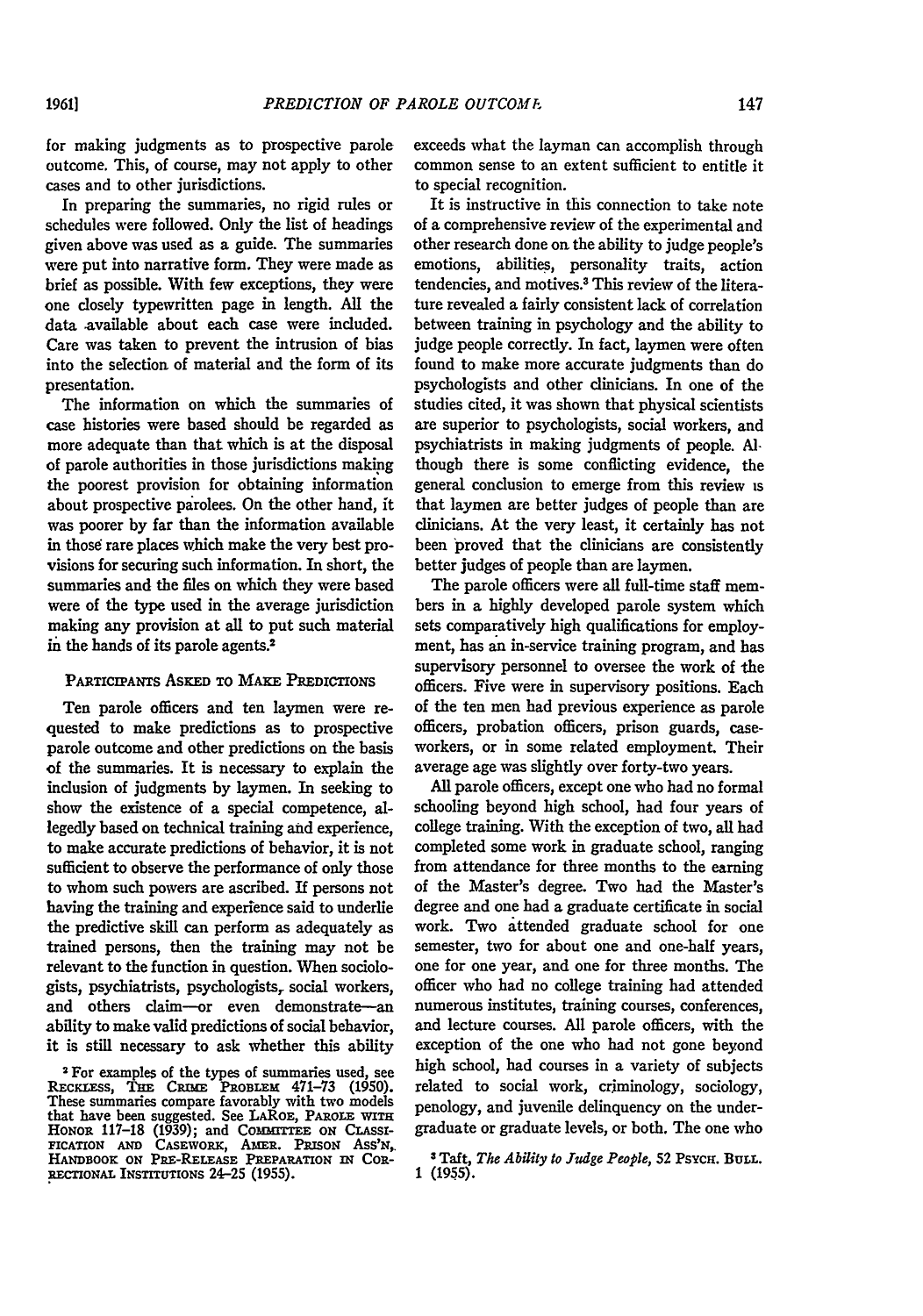for making judgments as to prospective parole outcome. This, of course, may not apply to other cases and to other jurisdictions.

In preparing the summaries, no rigid rules or schedules were followed. Only the list of headings given above was used as a guide. The summaries were put into narrative form. They were made as brief as possible. With few exceptions, they were one closely typewritten page in length. All the data available about each case were included. Care was taken to prevent the intrusion of bias into the selection of material and the form of its presentation.

The information on which the summaries of case histories were based should be regarded as more adequate than that which is at the disposal of parole authorities in those jurisdictions making the poorest provision for obtaining information about prospective parolees. On the other hand, it was poorer by far than the information available in those rare places which make the very best provisions for securing such information. In short, the summaries and the files on which they were based were of the type used in the average jurisdiction making any provision at all to put such material in the hands of its parole agents.[2]

### Participants Asked to Make Predictions

Ten parole officers and ten laymen were requested to make predictions as to prospective parole outcome and other predictions on the basis of the summaries. It is necessary to explain the inclusion of judgments by laymen. In seeking to show the existence of a special competence, allegedly based on technical training and experience, to make accurate predictions of behavior, it is not sufficient to observe the performance of only those to whom such powers are ascribed. If persons not having the training and experience said to underlie the predictive skill can perform as adequately as trained persons, then the training may not be relevant to the function in question. When sociologists, psychiatrists, psychologists, social workers, and others claim—or even demonstrate—an ability to make valid predictions of social behavior, it is still necessary to ask whether this ability exceeds what the layman can accomplish through common sense to an extent sufficient to entitle it to special recognition.

It is instructive in this connection to take note of a comprehensive review of the experimental and other research done on the ability to judge people's emotions, abilities, personality traits, action tendencies, and motives.[3] This review of the literature revealed a fairly consistent lack of correlation between training in psychology and the ability to judge people correctly. In fact, laymen were often found to make more accurate judgments than do psychologists and other clinicians. In one of the studies cited, it was shown that physical scientists are superior to psychologists, social workers, and psychiatrists in making judgments of people. Although there is some conflicting evidence, the general conclusion to emerge from this review is that laymen are better judges of people than are clinicians. At the very least, it certainly has not been proved that the clinicians are consistently better judges of people than are laymen.

The parole officers were all full-time staff members in a highly developed parole system which sets comparatively high qualifications for employment, has an in-service training program, and has supervisory personnel to oversee the work of the officers. Five were in supervisory positions. Each of the ten men had previous experience as parole officers, probation officers, prison guards, caseworkers, or in some related employment. Their average age was slightly over forty-two years.

All parole officers, except one who had no formal schooling beyond high school, had four years of college training. With the exception of two, all had completed some work in graduate school, ranging from attendance for three months to the earning of the Master's degree. Two had the Master's degree and one had a graduate certificate in social work. Two attended graduate school for one semester, two for about one and one-half years, one for one year, and one for three months. The officer who had no college training had attended numerous institutes, training courses, conferences, and lecture courses. All parole officers, with the exception of the one who had not gone beyond high school, had courses in a variety of subjects related to social work, criminology, sociology, penology, and juvenile delinquency on the undergraduate or graduate levels, or both. The one who

---

[2] For examples of the types of summaries used, see Reckless, The Crime Problem 471–73 (1950). These summaries compare favorably with two models that have been suggested. See LaRoe, Parole with Honor 117–18 (1939); and Committee on Classification and Casework, Amer. Prison Ass'n, Handbook on Pre-Release Preparation in Correctional Institutions 24–25 (1955).

[3] Taft, *The Ability to Judge People*, 52 Psych. Bull. 1 (1955).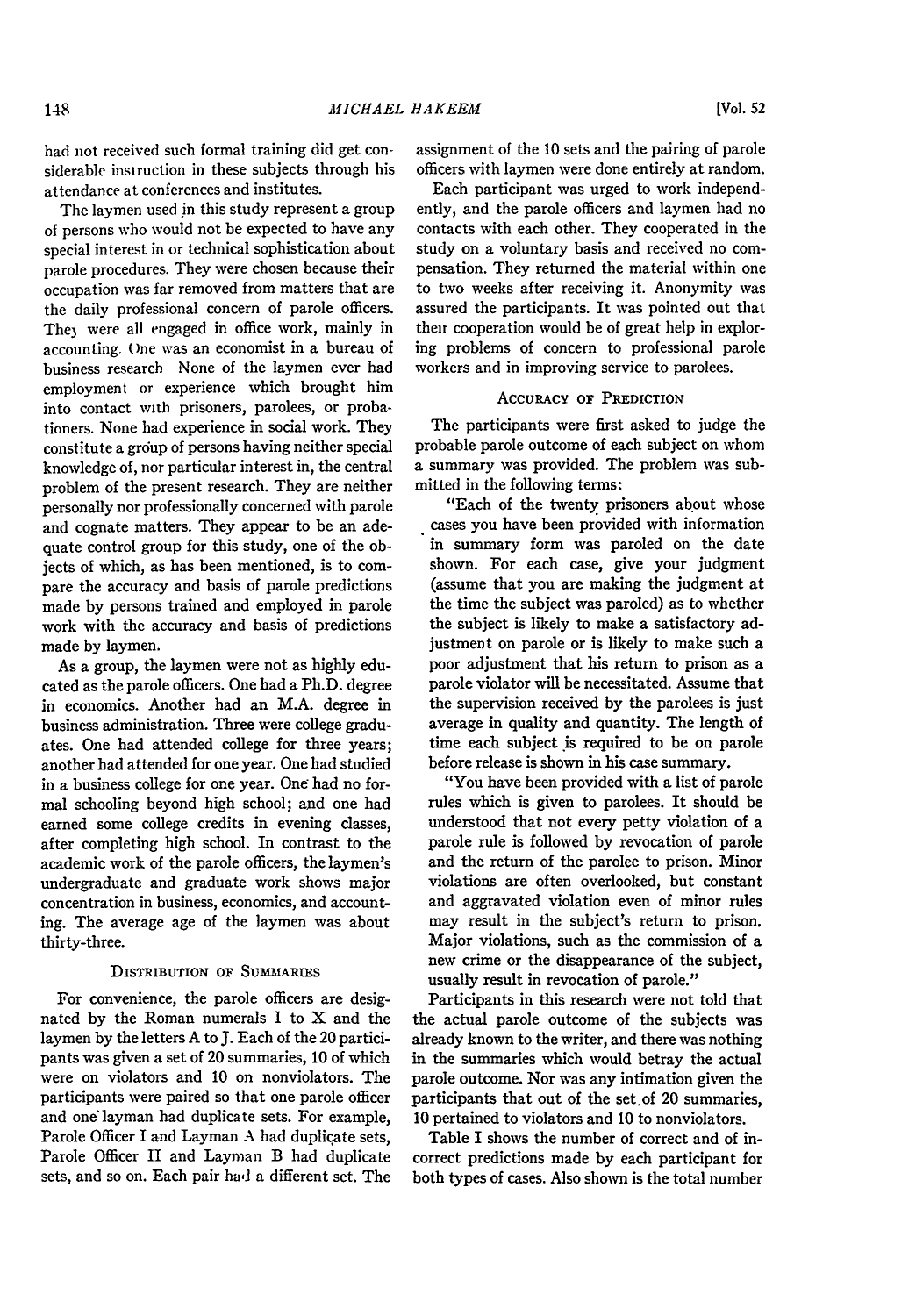had not received such formal training did get considerable instruction in these subjects through his attendance at conferences and institutes.

The laymen used in this study represent a group of persons who would not be expected to have any special interest in or technical sophistication about parole procedures. They were chosen because their occupation was far removed from matters that are the daily professional concern of parole officers. They were all engaged in office work, mainly in accounting. One was an economist in a bureau of business research. None of the laymen ever had employment or experience which brought him into contact with prisoners, parolees, or probationers. None had experience in social work. They constitute a group of persons having neither special knowledge of, nor particular interest in, the central problem of the present research. They are neither personally nor professionally concerned with parole and cognate matters. They appear to be an adequate control group for this study, one of the objects of which, as has been mentioned, is to compare the accuracy and basis of parole predictions made by persons trained and employed in parole work with the accuracy and basis of predictions made by laymen.

As a group, the laymen were not as highly educated as the parole officers. One had a Ph.D. degree in economics. Another had an M.A. degree in business administration. Three were college graduates. One had attended college for three years; another had attended for one year. One had studied in a business college for one year. One had no formal schooling beyond high school; and one had earned some college credits in evening classes, after completing high school. In contrast to the academic work of the parole officers, the laymen's undergraduate and graduate work shows major concentration in business, economics, and accounting. The average age of the laymen was about thirty-three.

## Distribution of Summaries

For convenience, the parole officers are designated by the Roman numerals I to X and the laymen by the letters A to J. Each of the 20 participants was given a set of 20 summaries, 10 of which were on violators and 10 on nonviolators. The participants were paired so that one parole officer and one layman had duplicate sets. For example, Parole Officer I and Layman A had duplicate sets, Parole Officer II and Layman B had duplicate sets, and so on. Each pair had a different set. The assignment of the 10 sets and the pairing of parole officers with laymen were done entirely at random.

Each participant was urged to work independently, and the parole officers and laymen had no contacts with each other. They cooperated in the study on a voluntary basis and received no compensation. They returned the material within one to two weeks after receiving it. Anonymity was assured the participants. It was pointed out that their cooperation would be of great help in exploring problems of concern to professional parole workers and in improving service to parolees.

## Accuracy of Prediction

The participants were first asked to judge the probable parole outcome of each subject on whom a summary was provided. The problem was submitted in the following terms:

"Each of the twenty prisoners about whose cases you have been provided with information in summary form was paroled on the date shown. For each case, give your judgment (assume that you are making the judgment at the time the subject was paroled) as to whether the subject is likely to make a satisfactory adjustment on parole or is likely to make such a poor adjustment that his return to prison as a parole violator will be necessitated. Assume that the supervision received by the parolees is just average in quality and quantity. The length of time each subject is required to be on parole before release is shown in his case summary.

"You have been provided with a list of parole rules which is given to parolees. It should be understood that not every petty violation of a parole rule is followed by revocation of parole and the return of the parolee to prison. Minor violations are often overlooked, but constant and aggravated violation even of minor rules may result in the subject's return to prison. Major violations, such as the commission of a new crime or the disappearance of the subject, usually result in revocation of parole."

Participants in this research were not told that the actual parole outcome of the subjects was already known to the writer, and there was nothing in the summaries which would betray the actual parole outcome. Nor was any intimation given the participants that out of the set of 20 summaries, 10 pertained to violators and 10 to nonviolators.

Table I shows the number of correct and of incorrect predictions made by each participant for both types of cases. Also shown is the total number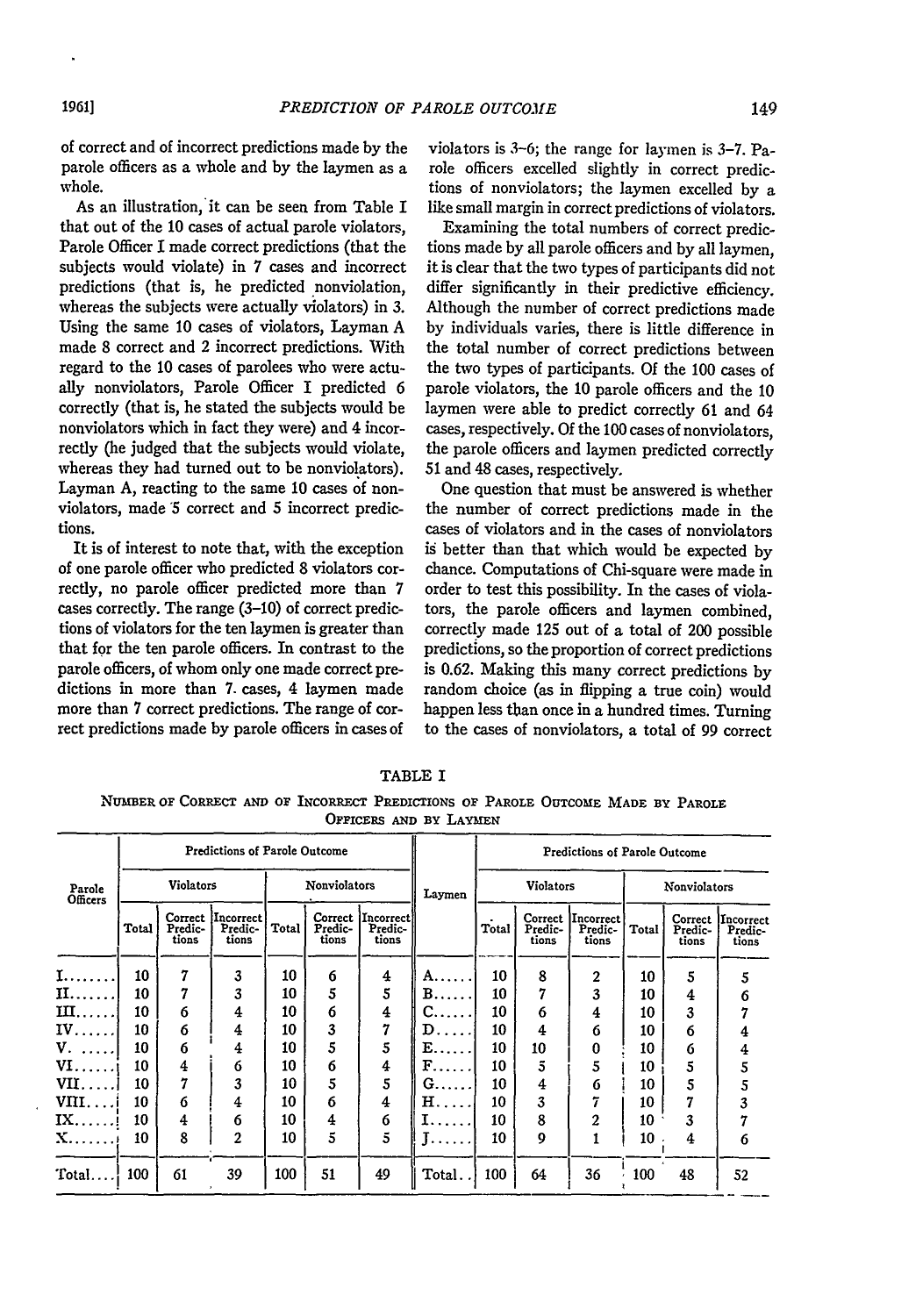of correct and of incorrect predictions made by the parole officers as a whole and by the laymen as a whole.

As an illustration, it can be seen from Table I that out of the 10 cases of actual parole violators, Parole Officer I made correct predictions (that the subjects would violate) in 7 cases and incorrect predictions (that is, he predicted nonviolation, whereas the subjects were actually violators) in 3. Using the same 10 cases of violators, Layman A made 8 correct and 2 incorrect predictions. With regard to the 10 cases of parolees who were actually nonviolators, Parole Officer I predicted 6 correctly (that is, he stated the subjects would be nonviolators which in fact they were) and 4 incorrectly (he judged that the subjects would violate, whereas they had turned out to be nonviolators). Layman A, reacting to the same 10 cases of nonviolators, made 5 correct and 5 incorrect predictions.

It is of interest to note that, with the exception of one parole officer who predicted 8 violators correctly, no parole officer predicted more than 7 cases correctly. The range (3–10) of correct predictions of violators for the ten laymen is greater than that for the ten parole officers. In contrast to the parole officers, of whom only one made correct predictions in more than 7 cases, 4 laymen made more than 7 correct predictions. The range of correct predictions made by parole officers in cases of violators is 3–6; the range for laymen is 3–7. Parole officers excelled slightly in correct predictions of nonviolators; the laymen excelled by a like small margin in correct predictions of violators.

Examining the total numbers of correct predictions made by all parole officers and by all laymen, it is clear that the two types of participants did not differ significantly in their predictive efficiency. Although the number of correct predictions made by individuals varies, there is little difference in the total number of correct predictions between the two types of participants. Of the 100 cases of parole violators, the 10 parole officers and the 10 laymen were able to predict correctly 61 and 64 cases, respectively. Of the 100 cases of nonviolators, the parole officers and laymen predicted correctly 51 and 48 cases, respectively.

One question that must be answered is whether the number of correct predictions made in the cases of violators and in the cases of nonviolators is better than that which would be expected by chance. Computations of Chi-square were made in order to test this possibility. In the cases of violators, the parole officers and laymen combined, correctly made 125 out of a total of 200 possible predictions, so the proportion of correct predictions is 0.62. Making this many correct predictions by random choice (as in flipping a true coin) would happen less than once in a hundred times. Turning to the cases of nonviolators, a total of 99 correct

TABLE I

NUMBER OF CORRECT AND OF INCORRECT PREDICTIONS OF PAROLE OUTCOME MADE BY PAROLE OFFICERS AND BY LAYMEN

| Parole Officers | Predictions of Parole Outcome | | | | | | Laymen | Predictions of Parole Outcome | | | | | |
|---|---|---|---|---|---|---|---|---|---|---|---|---|---|
| | Violators | | | Nonviolators | | | | Violators | | | Nonviolators | | |
| | Total | Correct Predictions | Incorrect Predictions | Total | Correct Predictions | Incorrect Predictions | | Total | Correct Predictions | Incorrect Predictions | Total | Correct Predictions | Incorrect Predictions |
| I........ | 10 | 7 | 3 | 10 | 6 | 4 | A...... | 10 | 8 | 2 | 10 | 5 | 5 |
| II....... | 10 | 7 | 3 | 10 | 5 | 5 | B...... | 10 | 7 | 3 | 10 | 4 | 6 |
| III...... | 10 | 6 | 4 | 10 | 6 | 4 | C...... | 10 | 6 | 4 | 10 | 3 | 7 |
| IV...... | 10 | 6 | 4 | 10 | 3 | 7 | D..... | 10 | 4 | 6 | 10 | 6 | 4 |
| V. ..... | 10 | 6 | 4 | 10 | 5 | 5 | E...... | 10 | 10 | 0 | 10 | 6 | 4 |
| VI...... | 10 | 4 | 6 | 10 | 6 | 4 | F...... | 10 | 5 | 5 | 10 | 5 | 5 |
| VII..... | 10 | 7 | 3 | 10 | 5 | 5 | G...... | 10 | 4 | 6 | 10 | 5 | 5 |
| VIII.... | 10 | 6 | 4 | 10 | 6 | 4 | H..... | 10 | 3 | 7 | 10 | 7 | 3 |
| IX...... | 10 | 4 | 6 | 10 | 4 | 6 | I...... | 10 | 8 | 2 | 10 | 3 | 7 |
| X....... | 10 | 8 | 2 | 10 | 5 | 5 | J...... | 10 | 9 | 1 | 10 | 4 | 6 |
| Total.... | 100 | 61 | 39 | 100 | 51 | 49 | Total.. | 100 | 64 | 36 | 100 | 48 | 52 |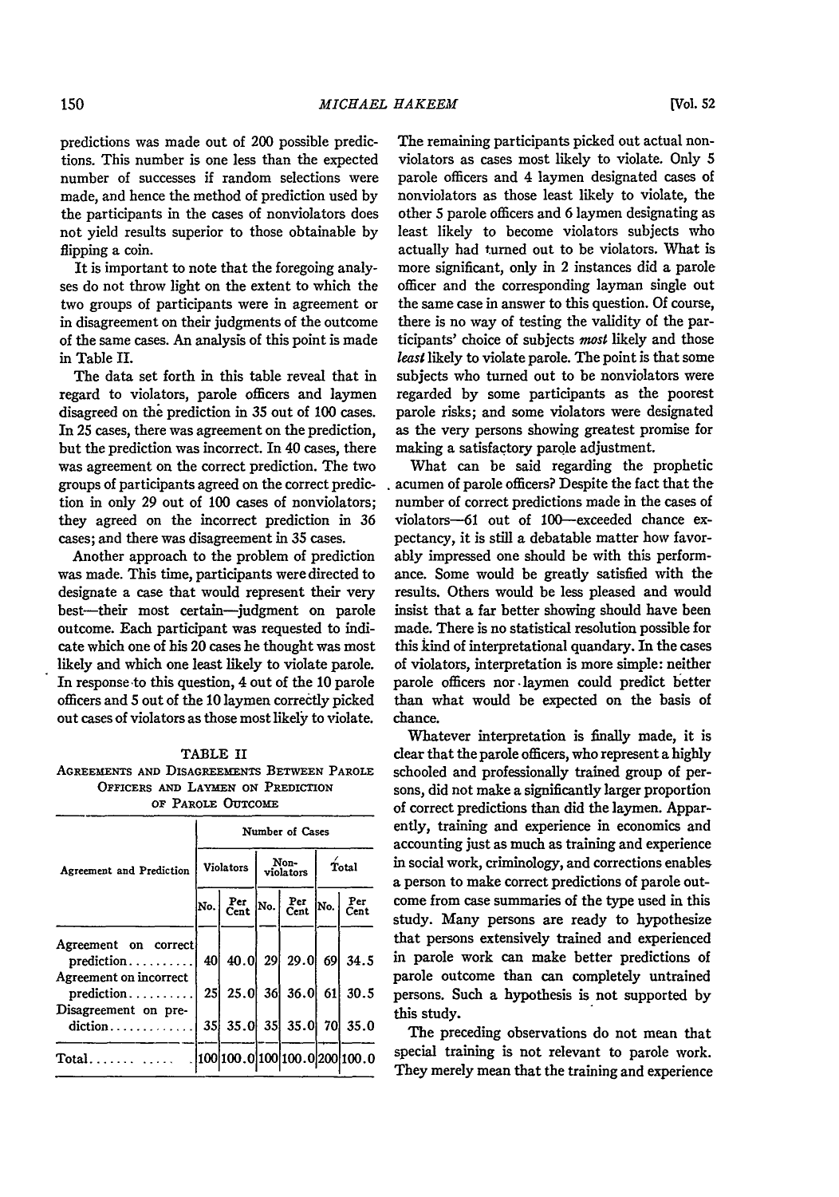predictions was made out of 200 possible predictions. This number is one less than the expected number of successes if random selections were made, and hence the method of prediction used by the participants in the cases of nonviolators does not yield results superior to those obtainable by flipping a coin.

It is important to note that the foregoing analyses do not throw light on the extent to which the two groups of participants were in agreement or in disagreement on their judgments of the outcome of the same cases. An analysis of this point is made in Table II.

The data set forth in this table reveal that in regard to violators, parole officers and laymen disagreed on the prediction in 35 out of 100 cases. In 25 cases, there was agreement on the prediction, but the prediction was incorrect. In 40 cases, there was agreement on the correct prediction. The two groups of participants agreed on the correct prediction in only 29 out of 100 cases of nonviolators; they agreed on the incorrect prediction in 36 cases; and there was disagreement in 35 cases.

Another approach to the problem of prediction was made. This time, participants were directed to designate a case that would represent their very best—their most certain—judgment on parole outcome. Each participant was requested to indicate which one of his 20 cases he thought was most likely and which one least likely to violate parole. In response to this question, 4 out of the 10 parole officers and 5 out of the 10 laymen correctly picked out cases of violators as those most likely to violate.

TABLE II

AGREEMENTS AND DISAGREEMENTS BETWEEN PAROLE OFFICERS AND LAYMEN ON PREDICTION OF PAROLE OUTCOME

| Agreement and Prediction | Number of Cases | | | | | |
|---|---|---|---|---|---|---|
| | Violators | | Non-violators | | Total | |
| | No. | Per Cent | No. | Per Cent | No. | Per Cent |
| Agreement on correct prediction.......... | 40 | 40.0 | 29 | 29.0 | 69 | 34.5 |
| Agreement on incorrect prediction.......... | 25 | 25.0 | 36 | 36.0 | 61 | 30.5 |
| Disagreement on prediction............. | 35 | 35.0 | 35 | 35.0 | 70 | 35.0 |
| Total....... ..... | 100 | 100.0 | 100 | 100.0 | 200 | 100.0 |

The remaining participants picked out actual nonviolators as cases most likely to violate. Only 5 parole officers and 4 laymen designated cases of nonviolators as those least likely to violate, the other 5 parole officers and 6 laymen designating as least likely to become violators subjects who actually had turned out to be violators. What is more significant, only in 2 instances did a parole officer and the corresponding layman single out the same case in answer to this question. Of course, there is no way of testing the validity of the participants' choice of subjects *most* likely and those *least* likely to violate parole. The point is that some subjects who turned out to be nonviolators were regarded by some participants as the poorest parole risks; and some violators were designated as the very persons showing greatest promise for making a satisfactory parole adjustment.

What can be said regarding the prophetic acumen of parole officers? Despite the fact that the number of correct predictions made in the cases of violators—61 out of 100—exceeded chance expectancy, it is still a debatable matter how favorably impressed one should be with this performance. Some would be greatly satisfied with the results. Others would be less pleased and would insist that a far better showing should have been made. There is no statistical resolution possible for this kind of interpretational quandary. In the cases of violators, interpretation is more simple: neither parole officers nor laymen could predict better than what would be expected on the basis of chance.

Whatever interpretation is finally made, it is clear that the parole officers, who represent a highly schooled and professionally trained group of persons, did not make a significantly larger proportion of correct predictions than did the laymen. Apparently, training and experience in economics and accounting just as much as training and experience in social work, criminology, and corrections enables a person to make correct predictions of parole outcome from case summaries of the type used in this study. Many persons are ready to hypothesize that persons extensively trained and experienced in parole work can make better predictions of parole outcome than can completely untrained persons. Such a hypothesis is not supported by this study.

The preceding observations do not mean that special training is not relevant to parole work. They merely mean that the training and experience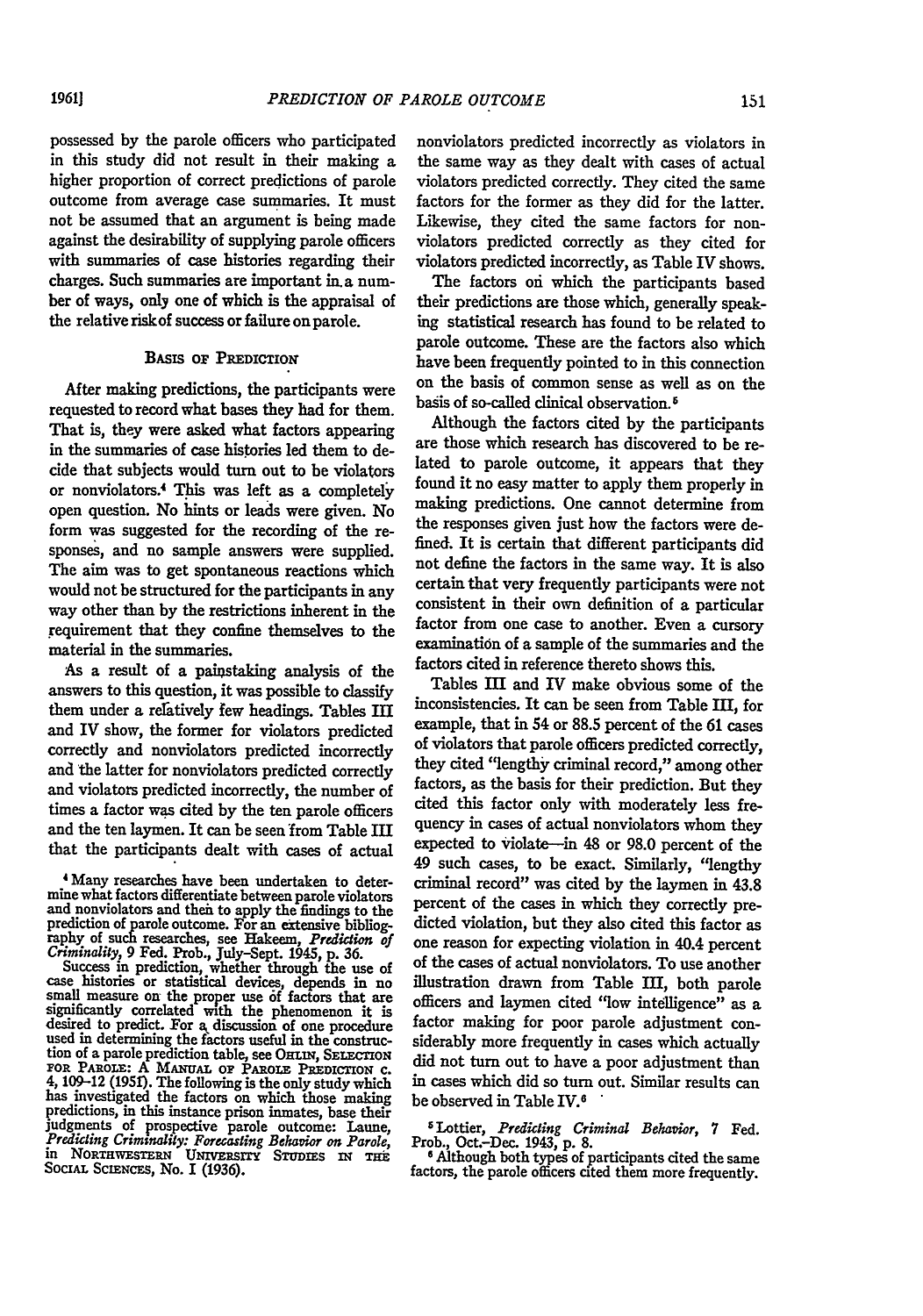possessed by the parole officers who participated in this study did not result in their making a higher proportion of correct predictions of parole outcome from average case summaries. It must not be assumed that an argument is being made against the desirability of supplying parole officers with summaries of case histories regarding their charges. Such summaries are important in a number of ways, only one of which is the appraisal of the relative risk of success or failure on parole.

## BASIS OF PREDICTION

After making predictions, the participants were requested to record what bases they had for them. That is, they were asked what factors appearing in the summaries of case histories led them to decide that subjects would turn out to be violators or nonviolators.[4] This was left as a completely open question. No hints or leads were given. No form was suggested for the recording of the responses, and no sample answers were supplied. The aim was to get spontaneous reactions which would not be structured for the participants in any way other than by the restrictions inherent in the requirement that they confine themselves to the material in the summaries.

As a result of a painstaking analysis of the answers to this question, it was possible to classify them under a relatively few headings. Tables III and IV show, the former for violators predicted correctly and nonviolators predicted incorrectly and the latter for nonviolators predicted correctly and violators predicted incorrectly, the number of times a factor was cited by the ten parole officers and the ten laymen. It can be seen from Table III that the participants dealt with cases of actual nonviolators predicted incorrectly as violators in the same way as they dealt with cases of actual violators predicted correctly. They cited the same factors for the former as they did for the latter. Likewise, they cited the same factors for nonviolators predicted correctly as they cited for violators predicted incorrectly, as Table IV shows.

The factors on which the participants based their predictions are those which, generally speaking statistical research has found to be related to parole outcome. These are the factors also which have been frequently pointed to in this connection on the basis of common sense as well as on the basis of so-called clinical observation.[5]

Although the factors cited by the participants are those which research has discovered to be related to parole outcome, it appears that they found it no easy matter to apply them properly in making predictions. One cannot determine from the responses given just how the factors were defined. It is certain that different participants did not define the factors in the same way. It is also certain that very frequently participants were not consistent in their own definition of a particular factor from one case to another. Even a cursory examination of a sample of the summaries and the factors cited in reference thereto shows this.

Tables III and IV make obvious some of the inconsistencies. It can be seen from Table III, for example, that in 54 or 88.5 percent of the 61 cases of violators that parole officers predicted correctly, they cited "lengthy criminal record," among other factors, as the basis for their prediction. But they cited this factor only with moderately less frequency in cases of actual nonviolators whom they expected to violate—in 48 or 98.0 percent of the 49 such cases, to be exact. Similarly, "lengthy criminal record" was cited by the laymen in 43.8 percent of the cases in which they correctly predicted violation, but they also cited this factor as one reason for expecting violation in 40.4 percent of the cases of actual nonviolators. To use another illustration drawn from Table III, both parole officers and laymen cited "low intelligence" as a factor making for poor parole adjustment considerably more frequently in cases which actually did not turn out to have a poor adjustment than in cases which did so turn out. Similar results can be observed in Table IV.[6]

---

[4] Many researches have been undertaken to determine what factors differentiate between parole violators and nonviolators and then to apply the findings to the prediction of parole outcome. For an extensive bibliography of such researches, see Hakeem, *Prediction of Criminality*, 9 Fed. Prob., July–Sept. 1945, p. 36.

Success in prediction, whether through the use of case histories or statistical devices, depends in no small measure on the proper use of factors that are significantly correlated with the phenomenon it is desired to predict. For a discussion of one procedure used in determining the factors useful in the construction of a parole prediction table, see OHLIN, SELECTION FOR PAROLE: A MANUAL OF PAROLE PREDICTION c. 4, 109–12 (1951). The following is the only study which has investigated the factors on which those making predictions, in this instance prison inmates, base their judgments of prospective parole outcome: Laune, *Predicting Criminality: Forecasting Behavior on Parole*, in NORTHWESTERN UNIVERSITY STUDIES IN THE SOCIAL SCIENCES, No. I (1936).

[5] Lottier, *Predicting Criminal Behavior*, 7 Fed. Prob., Oct.–Dec. 1943, p. 8.

[6] Although both types of participants cited the same factors, the parole officers cited them more frequently.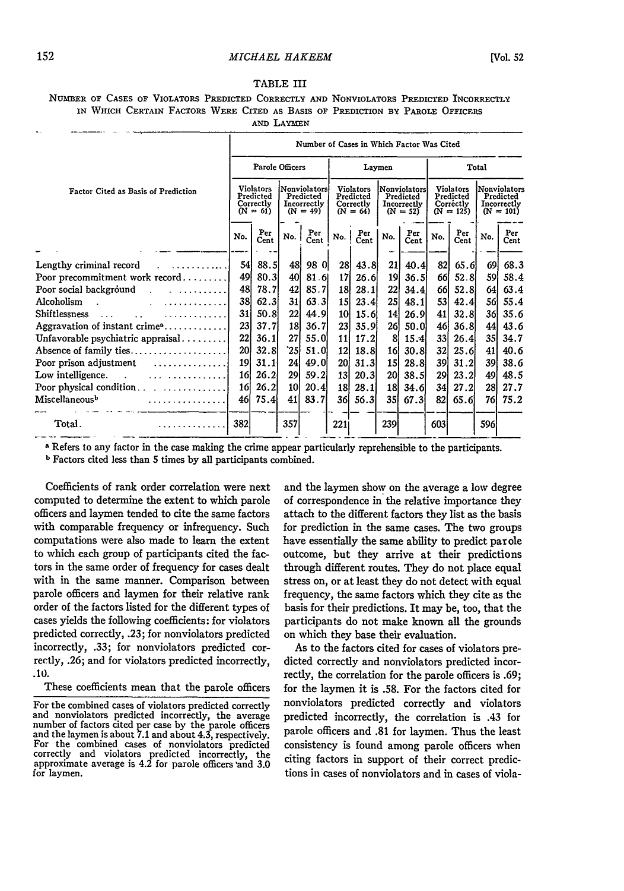TABLE III

NUMBER OF CASES OF VIOLATORS PREDICTED CORRECTLY AND NONVIOLATORS PREDICTED INCORRECTLY IN WHICH CERTAIN FACTORS WERE CITED AS BASIS OF PREDICTION BY PAROLE OFFICERS AND LAYMEN

| Factor Cited as Basis of Prediction | Number of Cases in Which Factor Was Cited | | | | | | | | | | | |
|---|---|---|---|---|---|---|---|---|---|---|---|---|
| | Parole Officers | | | | Laymen | | | | Total | | | |
| | Violators Predicted Correctly (N = 61) | | Nonviolators Predicted Incorrectly (N = 49) | | Violators Predicted Correctly (N = 64) | | Nonviolators Predicted Incorrectly (N = 52) | | Violators Predicted Correctly (N = 125) | | Nonviolators Predicted Incorrectly (N = 101) | |
| | No. | Per Cent | No. | Per Cent | No. | Per Cent | No. | Per Cent | No. | Per Cent | No. | Per Cent |
| Lengthy criminal record | 54 | 88.5 | 48 | 98.0 | 28 | 43.8 | 21 | 40.4 | 82 | 65.6 | 69 | 68.3 |
| Poor precommitment work record | 49 | 80.3 | 40 | 81.6 | 17 | 26.6 | 19 | 36.5 | 66 | 52.8 | 59 | 58.4 |
| Poor social background | 48 | 78.7 | 42 | 85.7 | 18 | 28.1 | 22 | 34.4 | 66 | 52.8 | 64 | 63.4 |
| Alcoholism | 38 | 62.3 | 31 | 63.3 | 15 | 23.4 | 25 | 48.1 | 53 | 42.4 | 56 | 55.4 |
| Shiftlessness | 31 | 50.8 | 22 | 44.9 | 10 | 15.6 | 14 | 26.9 | 41 | 32.8 | 36 | 35.6 |
| Aggravation of instant crime[a] | 23 | 37.7 | 18 | 36.7 | 23 | 35.9 | 26 | 50.0 | 46 | 36.8 | 44 | 43.6 |
| Unfavorable psychiatric appraisal | 22 | 36.1 | 27 | 55.0 | 11 | 17.2 | 8 | 15.4 | 33 | 26.4 | 35 | 34.7 |
| Absence of family ties | 20 | 32.8 | 25 | 51.0 | 12 | 18.8 | 16 | 30.8 | 32 | 25.6 | 41 | 40.6 |
| Poor prison adjustment | 19 | 31.1 | 24 | 49.0 | 20 | 31.3 | 15 | 28.8 | 39 | 31.2 | 39 | 38.6 |
| Low intelligence | 16 | 26.2 | 29 | 59.2 | 13 | 20.3 | 20 | 38.5 | 29 | 23.2 | 49 | 48.5 |
| Poor physical condition | 16 | 26.2 | 10 | 20.4 | 18 | 28.1 | 18 | 34.6 | 34 | 27.2 | 28 | 27.7 |
| Miscellaneous[b] | 46 | 75.4 | 41 | 83.7 | 36 | 56.3 | 35 | 67.3 | 82 | 65.6 | 76 | 75.2 |
| Total | 382 | | 357 | | 221 | | 239 | | 603 | | 596 | |

[a] Refers to any factor in the case making the crime appear particularly reprehensible to the participants.
[b] Factors cited less than 5 times by all participants combined.

Coefficients of rank order correlation were next computed to determine the extent to which parole officers and laymen tended to cite the same factors with comparable frequency or infrequency. Such computations were also made to learn the extent to which each group of participants cited the factors in the same order of frequency for cases dealt with in the same manner. Comparison between parole officers and laymen for their relative rank order of the factors listed for the different types of cases yields the following coefficients: for violators predicted correctly, .23; for nonviolators predicted incorrectly, .33; for nonviolators predicted correctly, .26; and for violators predicted incorrectly, .10.

These coefficients mean that the parole officers and the laymen show on the average a low degree of correspondence in the relative importance they attach to the different factors they list as the basis for prediction in the same cases. The two groups have essentially the same ability to predict parole outcome, but they arrive at their predictions through different routes. They do not place equal stress on, or at least they do not detect with equal frequency, the same factors which they cite as the basis for their predictions. It may be, too, that the participants do not make known all the grounds on which they base their evaluation.

As to the factors cited for cases of violators predicted correctly and nonviolators predicted incorrectly, the correlation for the parole officers is .69; for the laymen it is .58. For the factors cited for nonviolators predicted correctly and violators predicted incorrectly, the correlation is .43 for parole officers and .81 for laymen. Thus the least consistency is found among parole officers when citing factors in support of their correct predictions in cases of nonviolators and in cases of viola-

For the combined cases of violators predicted correctly and nonviolators predicted incorrectly, the average number of factors cited per case by the parole officers and the laymen is about 7.1 and about 4.3, respectively. For the combined cases of nonviolators predicted correctly and violators predicted incorrectly, the approximate average is 4.2 for parole officers and 3.0 for laymen.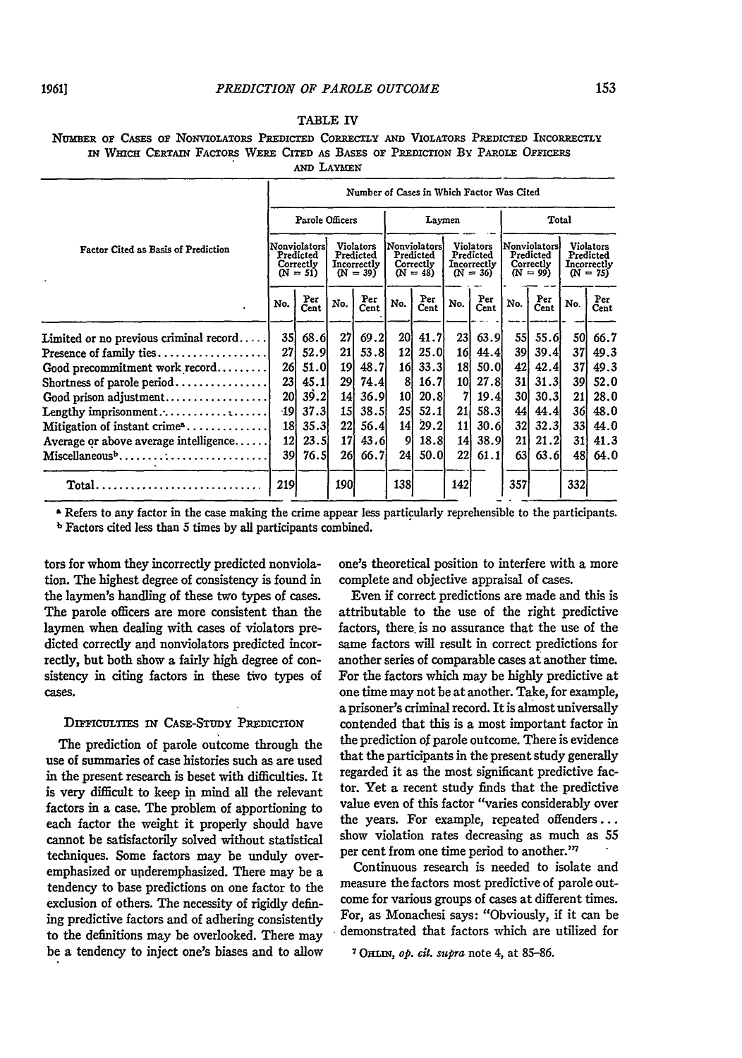TABLE IV

NUMBER OF CASES OF NONVIOLATORS PREDICTED CORRECTLY AND VIOLATORS PREDICTED INCORRECTLY IN WHICH CERTAIN FACTORS WERE CITED AS BASES OF PREDICTION BY PAROLE OFFICERS AND LAYMEN

| Factor Cited as Basis of Prediction | Number of Cases in Which Factor Was Cited | | | | | | | | | | | |
|---|---|---|---|---|---|---|---|---|---|---|---|---|
| | Parole Officers | | | | Laymen | | | | Total | | | |
| | Nonviolators Predicted Correctly (N = 51) | | Violators Predicted Incorrectly (N = 39) | | Nonviolators Predicted Correctly (N = 48) | | Violators Predicted Incorrectly (N = 36) | | Nonviolators Predicted Correctly (N = 99) | | Violators Predicted Incorrectly (N = 75) | |
| | No. | Per Cent | No. | Per Cent | No. | Per Cent | No. | Per Cent | No. | Per Cent | No. | Per Cent |
| Limited or no previous criminal record | 35 | 68.6 | 27 | 69.2 | 20 | 41.7 | 23 | 63.9 | 55 | 55.6 | 50 | 66.7 |
| Presence of family ties | 27 | 52.9 | 21 | 53.8 | 12 | 25.0 | 16 | 44.4 | 39 | 39.4 | 37 | 49.3 |
| Good precommitment work record | 26 | 51.0 | 19 | 48.7 | 16 | 33.3 | 18 | 50.0 | 42 | 42.4 | 37 | 49.3 |
| Shortness of parole period | 23 | 45.1 | 29 | 74.4 | 8 | 16.7 | 10 | 27.8 | 31 | 31.3 | 39 | 52.0 |
| Good prison adjustment | 20 | 39.2 | 14 | 36.9 | 10 | 20.8 | 7 | 19.4 | 30 | 30.3 | 21 | 28.0 |
| Lengthy imprisonment | 19 | 37.3 | 15 | 38.5 | 25 | 52.1 | 21 | 58.3 | 44 | 44.4 | 36 | 48.0 |
| Mitigation of instant crime[a] | 18 | 35.3 | 22 | 56.4 | 14 | 29.2 | 11 | 30.6 | 32 | 32.3 | 33 | 44.0 |
| Average or above average intelligence | 12 | 23.5 | 17 | 43.6 | 9 | 18.8 | 14 | 38.9 | 21 | 21.2 | 31 | 41.3 |
| Miscellaneous[b] | 39 | 76.5 | 26 | 66.7 | 24 | 50.0 | 22 | 61.1 | 63 | 63.6 | 48 | 64.0 |
| Total | 219 | | 190 | | 138 | | 142 | | 357 | | 332 | |

[a] Refers to any factor in the case making the crime appear less particularly reprehensible to the participants.

[b] Factors cited less than 5 times by all participants combined.

tors for whom they incorrectly predicted nonviolation. The highest degree of consistency is found in the laymen's handling of these two types of cases. The parole officers are more consistent than the laymen when dealing with cases of violators predicted correctly and nonviolators predicted incorrectly, but both show a fairly high degree of consistency in citing factors in these two types of cases.

## DIFFICULTIES IN CASE-STUDY PREDICTION

The prediction of parole outcome through the use of summaries of case histories such as are used in the present research is beset with difficulties. It is very difficult to keep in mind all the relevant factors in a case. The problem of apportioning to each factor the weight it properly should have cannot be satisfactorily solved without statistical techniques. Some factors may be unduly overemphasized or underemphasized. There may be a tendency to base predictions on one factor to the exclusion of others. The necessity of rigidly defining predictive factors and of adhering consistently to the definitions may be overlooked. There may be a tendency to inject one's biases and to allow one's theoretical position to interfere with a more complete and objective appraisal of cases.

Even if correct predictions are made and this is attributable to the use of the right predictive factors, there is no assurance that the use of the same factors will result in correct predictions for another series of comparable cases at another time. For the factors which may be highly predictive at one time may not be at another. Take, for example, a prisoner's criminal record. It is almost universally contended that this is a most important factor in the prediction of parole outcome. There is evidence that the participants in the present study generally regarded it as the most significant predictive factor. Yet a recent study finds that the predictive value even of this factor "varies considerably over the years. For example, repeated offenders... show violation rates decreasing as much as 55 per cent from one time period to another."[7]

Continuous research is needed to isolate and measure the factors most predictive of parole outcome for various groups of cases at different times. For, as Monachesi says: "Obviously, if it can be demonstrated that factors which are utilized for

[7] OHLIN, *op. cit. supra* note 4, at 85-86.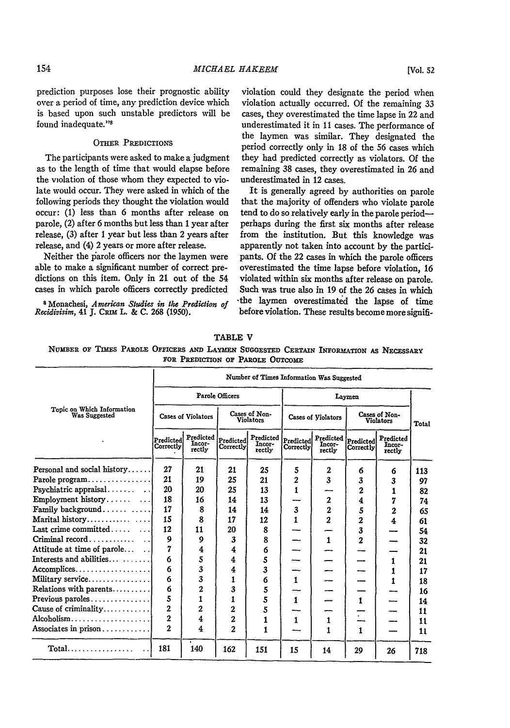prediction purposes lose their prognostic ability over a period of time, any prediction device which is based upon such unstable predictors will be found inadequate."[8]

### Other Predictions

The participants were asked to make a judgment as to the length of time that would elapse before the violation of those whom they expected to violate would occur. They were asked in which of the following periods they thought the violation would occur: (1) less than 6 months after release on parole, (2) after 6 months but less than 1 year after release, (3) after 1 year but less than 2 years after release, and (4) 2 years or more after release.

Neither the parole officers nor the laymen were able to make a significant number of correct predictions on this item. Only in 21 out of the 54 cases in which parole officers correctly predicted violation could they designate the period when violation actually occurred. Of the remaining 33 cases, they overestimated the time lapse in 22 and underestimated it in 11 cases. The performance of the laymen was similar. They designated the period correctly only in 18 of the 56 cases which they had predicted correctly as violators. Of the remaining 38 cases, they overestimated in 26 and underestimated in 12 cases.

It is generally agreed by authorities on parole that the majority of offenders who violate parole tend to do so relatively early in the parole period—perhaps during the first six months after release from the institution. But this knowledge was apparently not taken into account by the participants. Of the 22 cases in which the parole officers overestimated the time lapse before violation, 16 violated within six months after release on parole. Such was true also in 19 of the 26 cases in which the laymen overestimated the lapse of time before violation. These results become more signifi-

[8] Monachesi, *American Studies in the Prediction of Recidivisim*, 41 J. Crim L. & C. 268 (1950).

TABLE V

Number of Times Parole Officers and Laymen Suggested Certain Information as Necessary for Prediction of Parole Outcome

| Topic on Which Information Was Suggested | Number of Times Information Was Suggested | | | | | | | | Total |
|---|---|---|---|---|---|---|---|---|---|
| | Parole Officers | | | | Laymen | | | | |
| | Cases of Violators | | Cases of Non-Violators | | Cases of Violators | | Cases of Non-Violators | | |
| | Predicted Correctly | Predicted Incorrectly | Predicted Correctly | Predicted Incorrectly | Predicted Correctly | Predicted Incorrectly | Predicted Correctly | Predicted Incorrectly | |
| Personal and social history | 27 | 21 | 21 | 25 | 5 | 2 | 6 | 6 | 113 |
| Parole program | 21 | 19 | 25 | 21 | 2 | 3 | 3 | 3 | 97 |
| Psychiatric appraisal | 20 | 20 | 25 | 13 | 1 | — | 2 | 1 | 82 |
| Employment history | 18 | 16 | 14 | 13 | — | 2 | 4 | 7 | 74 |
| Family background | 17 | 8 | 14 | 14 | 3 | 2 | 5 | 2 | 65 |
| Marital history | 15 | 8 | 17 | 12 | 1 | 2 | 2 | 4 | 61 |
| Last crime committed | 12 | 11 | 20 | 8 | — | — | 3 | — | 54 |
| Criminal record | 9 | 9 | 3 | 8 | — | 1 | 2 | — | 32 |
| Attitude at time of parole | 7 | 4 | 4 | 6 | — | — | — | — | 21 |
| Interests and abilities | 6 | 5 | 4 | 5 | — | — | — | 1 | 21 |
| Accomplices | 6 | 3 | 4 | 3 | — | — | — | 1 | 17 |
| Military service | 6 | 3 | 1 | 6 | 1 | — | — | 1 | 18 |
| Relations with parents | 6 | 2 | 3 | 5 | — | — | — | — | 16 |
| Previous paroles | 5 | 1 | 1 | 5 | 1 | — | 1 | — | 14 |
| Cause of criminality | 2 | 2 | 2 | 5 | — | — | — | — | 11 |
| Alcoholism | 2 | 4 | 2 | 1 | 1 | 1 | — | — | 11 |
| Associates in prison | 2 | 4 | 2 | 1 | — | 1 | 1 | — | 11 |
| Total | 181 | 140 | 162 | 151 | 15 | 14 | 29 | 26 | 718 |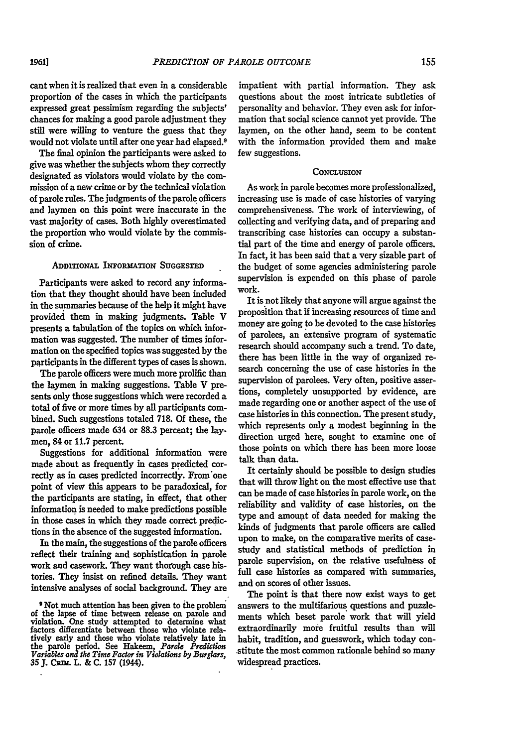cant when it is realized that even in a considerable proportion of the cases in which the participants expressed great pessimism regarding the subjects' chances for making a good parole adjustment they still were willing to venture the guess that they would not violate until after one year had elapsed.[9]

The final opinion the participants were asked to give was whether the subjects whom they correctly designated as violators would violate by the commission of a new crime or by the technical violation of parole rules. The judgments of the parole officers and laymen on this point were inaccurate in the vast majority of cases. Both highly overestimated the proportion who would violate by the commission of crime.

### ADDITIONAL INFORMATION SUGGESTED

Participants were asked to record any information that they thought should have been included in the summaries because of the help it might have provided them in making judgments. Table V presents a tabulation of the topics on which information was suggested. The number of times information on the specified topics was suggested by the participants in the different types of cases is shown.

The parole officers were much more prolific than the laymen in making suggestions. Table V presents only those suggestions which were recorded a total of five or more times by all participants combined. Such suggestions totaled 718. Of these, the parole officers made 634 or 88.3 percent; the laymen, 84 or 11.7 percent.

Suggestions for additional information were made about as frequently in cases predicted correctly as in cases predicted incorrectly. From one point of view this appears to be paradoxical, for the participants are stating, in effect, that other information is needed to make predictions possible in those cases in which they made correct predictions in the absence of the suggested information.

In the main, the suggestions of the parole officers reflect their training and sophistication in parole work and casework. They want thorough case histories. They insist on refined details. They want intensive analyses of social background. They are impatient with partial information. They ask questions about the most intricate subtleties of personality and behavior. They even ask for information that social science cannot yet provide. The laymen, on the other hand, seem to be content with the information provided them and make few suggestions.

### CONCLUSION

As work in parole becomes more professionalized, increasing use is made of case histories of varying comprehensiveness. The work of interviewing, of collecting and verifying data, and of preparing and transcribing case histories can occupy a substantial part of the time and energy of parole officers. In fact, it has been said that a very sizable part of the budget of some agencies administering parole supervision is expended on this phase of parole work.

It is not likely that anyone will argue against the proposition that if increasing resources of time and money are going to be devoted to the case histories of parolees, an extensive program of systematic research should accompany such a trend. To date, there has been little in the way of organized research concerning the use of case histories in the supervision of parolees. Very often, positive assertions, completely unsupported by evidence, are made regarding one or another aspect of the use of case histories in this connection. The present study, which represents only a modest beginning in the direction urged here, sought to examine one of those points on which there has been more loose talk than data.

It certainly should be possible to design studies that will throw light on the most effective use that can be made of case histories in parole work, on the reliability and validity of case histories, on the type and amount of data needed for making the kinds of judgments that parole officers are called upon to make, on the comparative merits of case-study and statistical methods of prediction in parole supervision, on the relative usefulness of full case histories as compared with summaries, and on scores of other issues.

The point is that there now exist ways to get answers to the multifarious questions and puzzlements which beset parole work that will yield extraordinarily more fruitful results than will habit, tradition, and guesswork, which today constitute the most common rationale behind so many widespread practices.

---

[9] Not much attention has been given to the problem of the lapse of time between release on parole and violation. One study attempted to determine what factors differentiate between those who violate relatively early and those who violate relatively late in the parole period. See Hakeem, *Parole Prediction Variables and the Time Factor in Violations by Burglars*, 35 J. CRIM. L. & C. 157 (1944).